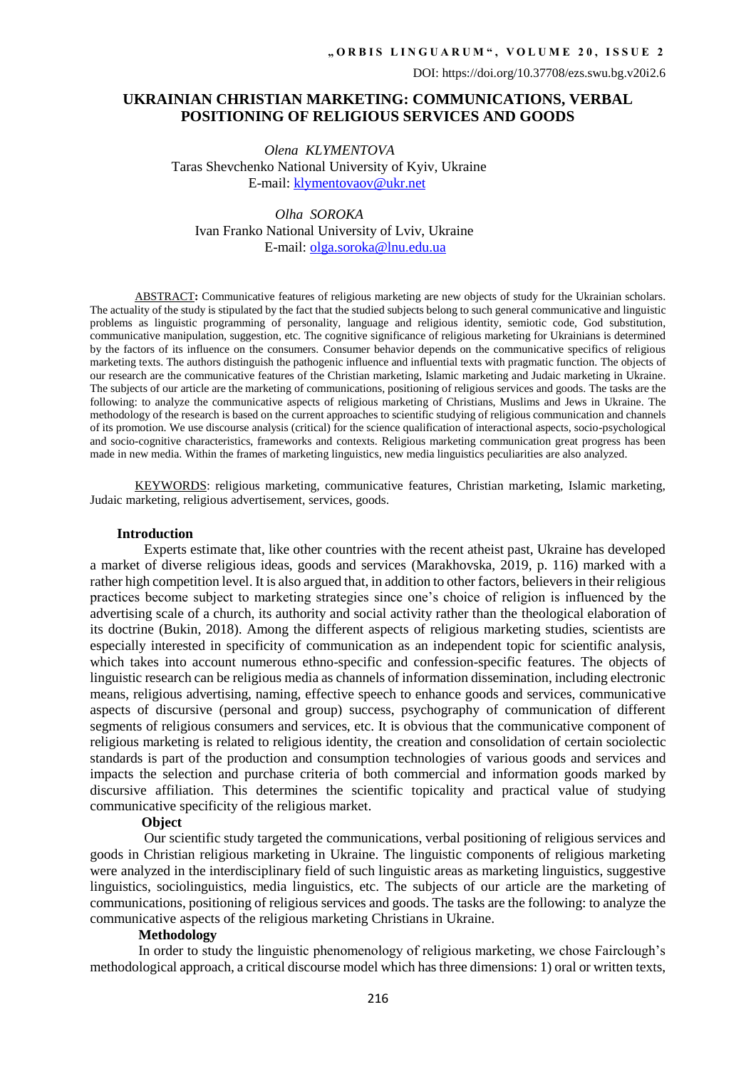DOI: https://doi.org/10.37708/ezs.swu.bg.v20i2.6

# UKRAINIAN CHRISTIAN MARKETING: COMMUNICATIONS, VERBAL POSITIONING OF RELIGIOUS SERVICES AND GOODS

*Olena KLYMENTOVA*
Taras Shevchenko National University of Kyiv, Ukraine
E-mail: klymentovaov@ukr.net

*Olha SOROKA*
Ivan Franko National University of Lviv, Ukraine
E-mail: olga.soroka@lnu.edu.ua

ABSTRACT**:** Communicative features of religious marketing are new objects of study for the Ukrainian scholars. The actuality of the study is stipulated by the fact that the studied subjects belong to such general communicative and linguistic problems as linguistic programming of personality, language and religious identity, semiotic code, God substitution, communicative manipulation, suggestion, etc. The cognitive significance of religious marketing for Ukrainians is determined by the factors of its influence on the consumers. Consumer behavior depends on the communicative specifics of religious marketing texts. The authors distinguish the pathogenic influence and influential texts with pragmatic function. The objects of our research are the communicative features of the Christian marketing, Islamic marketing and Judaic marketing in Ukraine. The subjects of our article are the marketing of communications, positioning of religious services and goods. The tasks are the following: to analyze the communicative aspects of religious marketing of Christians, Muslims and Jews in Ukraine. The methodology of the research is based on the current approaches to scientific studying of religious communication and channels of its promotion. We use discourse analysis (critical) for the science qualification of interactional aspects, socio-psychological and socio-cognitive characteristics, frameworks and contexts. Religious marketing communication great progress has been made in new media. Within the frames of marketing linguistics, new media linguistics peculiarities are also analyzed.

KEYWORDS: religious marketing, communicative features, Christian marketing, Islamic marketing, Judaic marketing, religious advertisement, services, goods.

## Introduction

Experts estimate that, like other countries with the recent atheist past, Ukraine has developed a market of diverse religious ideas, goods and services (Marakhovska, 2019, p. 116) marked with a rather high competition level. It is also argued that, in addition to other factors, believers in their religious practices become subject to marketing strategies since one's choice of religion is influenced by the advertising scale of a church, its authority and social activity rather than the theological elaboration of its doctrine (Bukin, 2018). Among the different aspects of religious marketing studies, scientists are especially interested in specificity of communication as an independent topic for scientific analysis, which takes into account numerous ethno-specific and confession-specific features. The objects of linguistic research can be religious media as channels of information dissemination, including electronic means, religious advertising, naming, effective speech to enhance goods and services, communicative aspects of discursive (personal and group) success, psychography of communication of different segments of religious consumers and services, etc. It is obvious that the communicative component of religious marketing is related to religious identity, the creation and consolidation of certain sociolectic standards is part of the production and consumption technologies of various goods and services and impacts the selection and purchase criteria of both commercial and information goods marked by discursive affiliation. This determines the scientific topicality and practical value of studying communicative specificity of the religious market.

### Object

Our scientific study targeted the communications, verbal positioning of religious services and goods in Christian religious marketing in Ukraine. The linguistic components of religious marketing were analyzed in the interdisciplinary field of such linguistic areas as marketing linguistics, suggestive linguistics, sociolinguistics, media linguistics, etc. The subjects of our article are the marketing of communications, positioning of religious services and goods. The tasks are the following: to analyze the communicative aspects of the religious marketing Christians in Ukraine.

### Methodology

In order to study the linguistic phenomenology of religious marketing, we chose Fairclough's methodological approach, a critical discourse model which has three dimensions: 1) oral or written texts,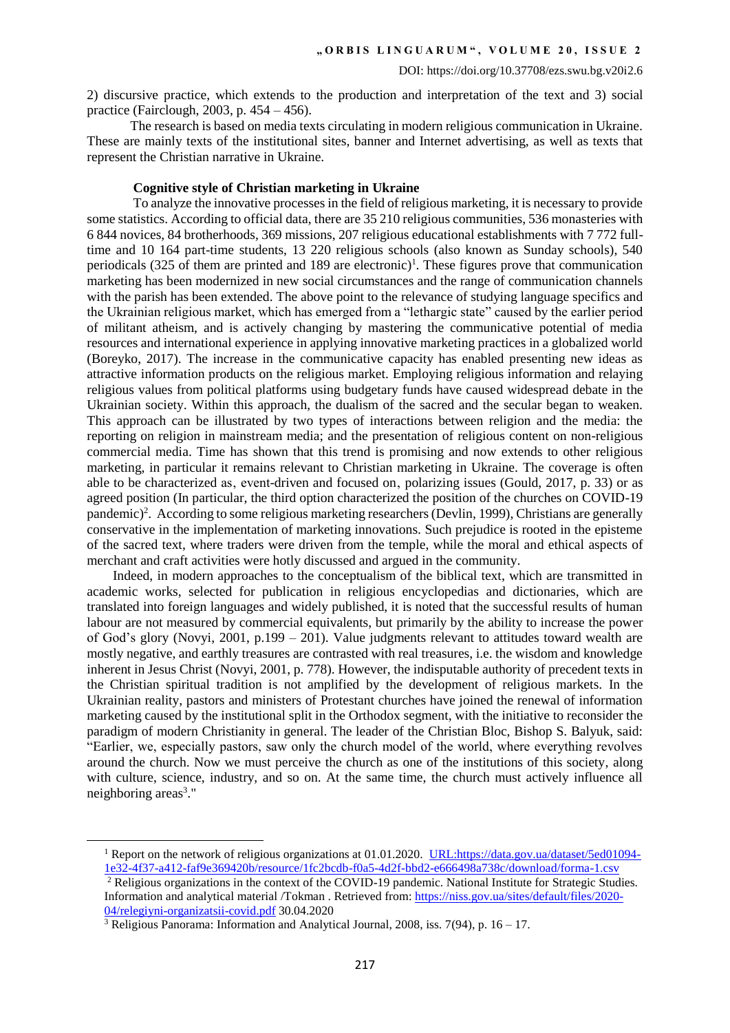2) discursive practice, which extends to the production and interpretation of the text and 3) social practice (Fairclough, 2003, p. 454 – 456).

The research is based on media texts circulating in modern religious communication in Ukraine. These are mainly texts of the institutional sites, banner and Internet advertising, as well as texts that represent the Christian narrative in Ukraine.

### Cognitive style of Christian marketing in Ukraine

To analyze the innovative processes in the field of religious marketing, it is necessary to provide some statistics. According to official data, there are 35 210 religious communities, 536 monasteries with 6 844 novices, 84 brotherhoods, 369 missions, 207 religious educational establishments with 7 772 full-time and 10 164 part-time students, 13 220 religious schools (also known as Sunday schools), 540 periodicals (325 of them are printed and 189 are electronic)[1]. These figures prove that communication marketing has been modernized in new social circumstances and the range of communication channels with the parish has been extended. The above point to the relevance of studying language specifics and the Ukrainian religious market, which has emerged from a "lethargic state" caused by the earlier period of militant atheism, and is actively changing by mastering the communicative potential of media resources and international experience in applying innovative marketing practices in a globalized world (Boreyko, 2017). The increase in the communicative capacity has enabled presenting new ideas as attractive information products on the religious market. Employing religious information and relaying religious values from political platforms using budgetary funds have caused widespread debate in the Ukrainian society. Within this approach, the dualism of the sacred and the secular began to weaken. This approach can be illustrated by two types of interactions between religion and the media: the reporting on religion in mainstream media; and the presentation of religious content on non-religious commercial media. Time has shown that this trend is promising and now extends to other religious marketing, in particular it remains relevant to Christian marketing in Ukraine. The coverage is often able to be characterized as, event-driven and focused on, polarizing issues (Gould, 2017, p. 33) or as agreed position (In particular, the third option characterized the position of the churches on COVID-19 pandemic)[2]. According to some religious marketing researchers (Devlin, 1999), Christians are generally conservative in the implementation of marketing innovations. Such prejudice is rooted in the episteme of the sacred text, where traders were driven from the temple, while the moral and ethical aspects of merchant and craft activities were hotly discussed and argued in the community.

Indeed, in modern approaches to the conceptualism of the biblical text, which are transmitted in academic works, selected for publication in religious encyclopedias and dictionaries, which are translated into foreign languages and widely published, it is noted that the successful results of human labour are not measured by commercial equivalents, but primarily by the ability to increase the power of God's glory (Novyi, 2001, p.199 – 201). Value judgments relevant to attitudes toward wealth are mostly negative, and earthly treasures are contrasted with real treasures, i.e. the wisdom and knowledge inherent in Jesus Christ (Novyi, 2001, p. 778). However, the indisputable authority of precedent texts in the Christian spiritual tradition is not amplified by the development of religious markets. In the Ukrainian reality, pastors and ministers of Protestant churches have joined the renewal of information marketing caused by the institutional split in the Orthodox segment, with the initiative to reconsider the paradigm of modern Christianity in general. The leader of the Christian Bloc, Bishop S. Balyuk, said: "Earlier, we, especially pastors, saw only the church model of the world, where everything revolves around the church. Now we must perceive the church as one of the institutions of this society, along with culture, science, industry, and so on. At the same time, the church must actively influence all neighboring areas[3]."

---

[1] Report on the network of religious organizations at 01.01.2020. URL:https://data.gov.ua/dataset/5ed01094-1e32-4f37-a412-faf9e369420b/resource/1fc2bcdb-f0a5-4d2f-bbd2-e666498a738c/download/forma-1.csv

[2] Religious organizations in the context of the COVID-19 pandemic. National Institute for Strategic Studies. Information and analytical material /Tokman . Retrieved from: https://niss.gov.ua/sites/default/files/2020-04/relegiyni-organizatsii-covid.pdf 30.04.2020

[3] Religious Panorama: Information and Analytical Journal, 2008, iss. 7(94), p. 16 – 17.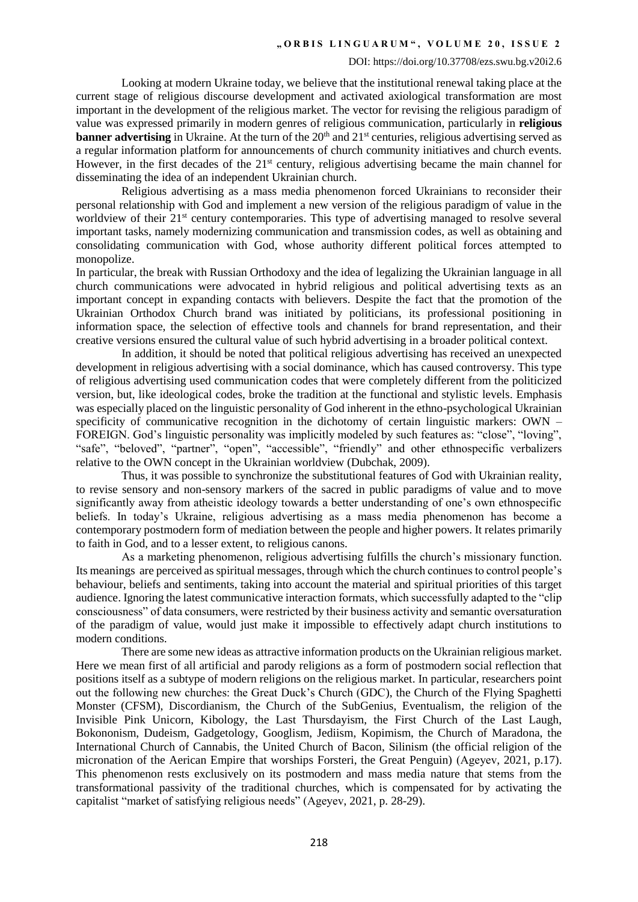Looking at modern Ukraine today, we believe that the institutional renewal taking place at the current stage of religious discourse development and activated axiological transformation are most important in the development of the religious market. The vector for revising the religious paradigm of value was expressed primarily in modern genres of religious communication, particularly in **religious banner advertising** in Ukraine. At the turn of the 20th and 21st centuries, religious advertising served as a regular information platform for announcements of church community initiatives and church events. However, in the first decades of the 21st century, religious advertising became the main channel for disseminating the idea of an independent Ukrainian church.

Religious advertising as a mass media phenomenon forced Ukrainians to reconsider their personal relationship with God and implement a new version of the religious paradigm of value in the worldview of their 21st century contemporaries. This type of advertising managed to resolve several important tasks, namely modernizing communication and transmission codes, as well as obtaining and consolidating communication with God, whose authority different political forces attempted to monopolize.

In particular, the break with Russian Orthodoxy and the idea of legalizing the Ukrainian language in all church communications were advocated in hybrid religious and political advertising texts as an important concept in expanding contacts with believers. Despite the fact that the promotion of the Ukrainian Orthodox Church brand was initiated by politicians, its professional positioning in information space, the selection of effective tools and channels for brand representation, and their creative versions ensured the cultural value of such hybrid advertising in a broader political context.

In addition, it should be noted that political religious advertising has received an unexpected development in religious advertising with a social dominance, which has caused controversy. This type of religious advertising used communication codes that were completely different from the politicized version, but, like ideological codes, broke the tradition at the functional and stylistic levels. Emphasis was especially placed on the linguistic personality of God inherent in the ethno-psychological Ukrainian specificity of communicative recognition in the dichotomy of certain linguistic markers: OWN – FOREIGN. God's linguistic personality was implicitly modeled by such features as: "close", "loving", "safe", "beloved", "partner", "open", "accessible", "friendly" and other ethnospecific verbalizers relative to the OWN concept in the Ukrainian worldview (Dubchak, 2009).

Thus, it was possible to synchronize the substitutional features of God with Ukrainian reality, to revise sensory and non-sensory markers of the sacred in public paradigms of value and to move significantly away from atheistic ideology towards a better understanding of one's own ethnospecific beliefs. In today's Ukraine, religious advertising as a mass media phenomenon has become a contemporary postmodern form of mediation between the people and higher powers. It relates primarily to faith in God, and to a lesser extent, to religious canons.

As a marketing phenomenon, religious advertising fulfills the church's missionary function. Its meanings are perceived as spiritual messages, through which the church continues to control people's behaviour, beliefs and sentiments, taking into account the material and spiritual priorities of this target audience. Ignoring the latest communicative interaction formats, which successfully adapted to the "clip consciousness" of data consumers, were restricted by their business activity and semantic oversaturation of the paradigm of value, would just make it impossible to effectively adapt church institutions to modern conditions.

There are some new ideas as attractive information products on the Ukrainian religious market. Here we mean first of all artificial and parody religions as a form of postmodern social reflection that positions itself as a subtype of modern religions on the religious market. In particular, researchers point out the following new churches: the Great Duck's Church (GDC), the Church of the Flying Spaghetti Monster (CFSM), Discordianism, the Church of the SubGenius, Eventualism, the religion of the Invisible Pink Unicorn, Kibology, the Last Thursdayism, the First Church of the Last Laugh, Bokononism, Dudeism, Gadgetology, Googlism, Jediism, Kopimism, the Church of Maradona, the International Church of Cannabis, the United Church of Bacon, Silinism (the official religion of the micronation of the Aerican Empire that worships Forsteri, the Great Penguin) (Ageyev, 2021, p.17). This phenomenon rests exclusively on its postmodern and mass media nature that stems from the transformational passivity of the traditional churches, which is compensated for by activating the capitalist "market of satisfying religious needs" (Ageyev, 2021, p. 28-29).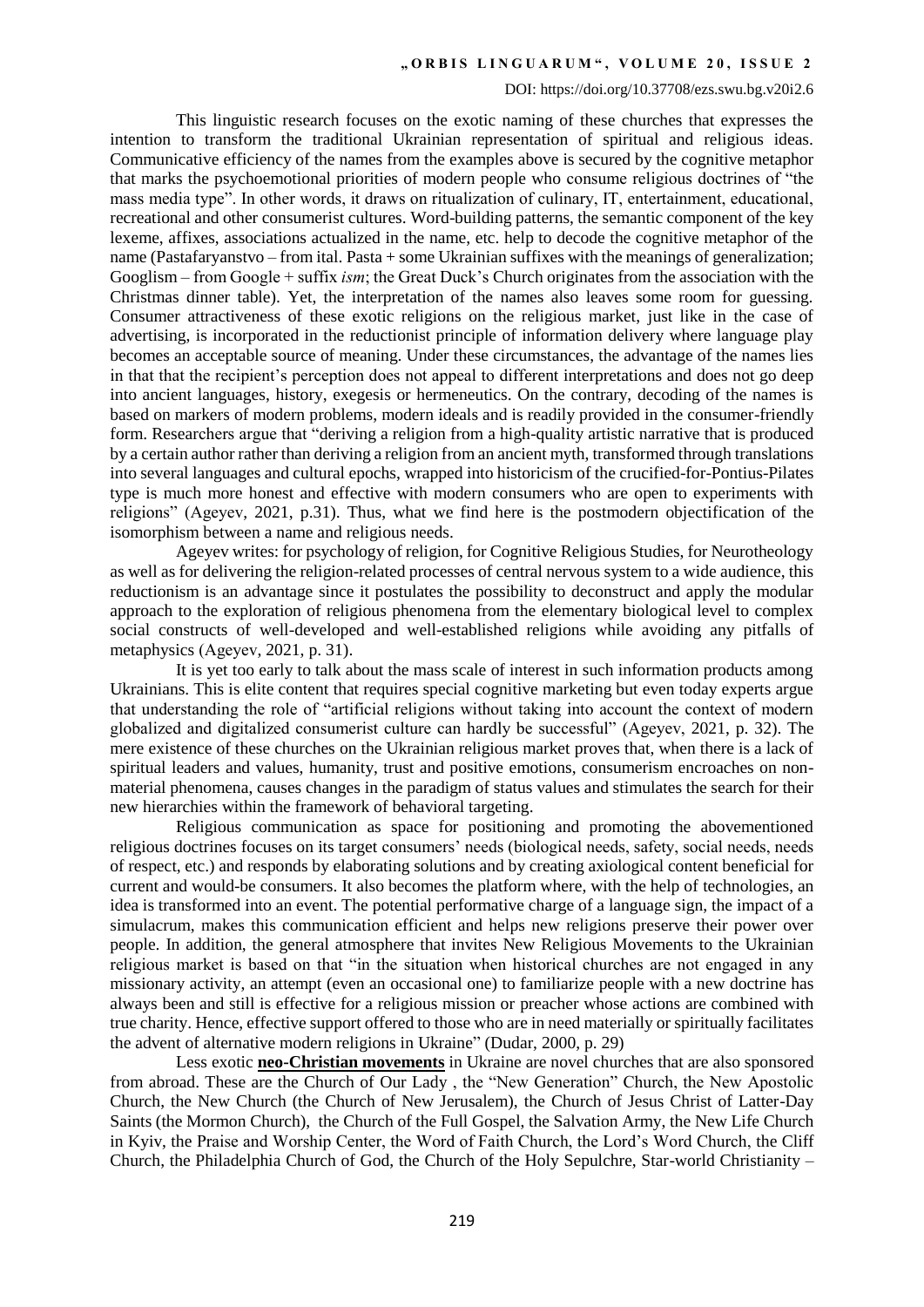This linguistic research focuses on the exotic naming of these churches that expresses the intention to transform the traditional Ukrainian representation of spiritual and religious ideas. Communicative efficiency of the names from the examples above is secured by the cognitive metaphor that marks the psychoemotional priorities of modern people who consume religious doctrines of "the mass media type". In other words, it draws on ritualization of culinary, IT, entertainment, educational, recreational and other consumerist cultures. Word-building patterns, the semantic component of the key lexeme, affixes, associations actualized in the name, etc. help to decode the cognitive metaphor of the name (Pastafaryanstvo – from ital. Pasta + some Ukrainian suffixes with the meanings of generalization; Googlism – from Google + suffix *ism*; the Great Duck's Church originates from the association with the Christmas dinner table). Yet, the interpretation of the names also leaves some room for guessing. Consumer attractiveness of these exotic religions on the religious market, just like in the case of advertising, is incorporated in the reductionist principle of information delivery where language play becomes an acceptable source of meaning. Under these circumstances, the advantage of the names lies in that that the recipient's perception does not appeal to different interpretations and does not go deep into ancient languages, history, exegesis or hermeneutics. On the contrary, decoding of the names is based on markers of modern problems, modern ideals and is readily provided in the consumer-friendly form. Researchers argue that "deriving a religion from a high-quality artistic narrative that is produced by a certain author rather than deriving a religion from an ancient myth, transformed through translations into several languages and cultural epochs, wrapped into historicism of the crucified-for-Pontius-Pilates type is much more honest and effective with modern consumers who are open to experiments with religions" (Ageyev, 2021, p.31). Thus, what we find here is the postmodern objectification of the isomorphism between a name and religious needs.

Ageyev writes: for psychology of religion, for Cognitive Religious Studies, for Neurotheology as well as for delivering the religion-related processes of central nervous system to a wide audience, this reductionism is an advantage since it postulates the possibility to deconstruct and apply the modular approach to the exploration of religious phenomena from the elementary biological level to complex social constructs of well-developed and well-established religions while avoiding any pitfalls of metaphysics (Ageyev, 2021, p. 31).

It is yet too early to talk about the mass scale of interest in such information products among Ukrainians. This is elite content that requires special cognitive marketing but even today experts argue that understanding the role of "artificial religions without taking into account the context of modern globalized and digitalized consumerist culture can hardly be successful" (Ageyev, 2021, p. 32). The mere existence of these churches on the Ukrainian religious market proves that, when there is a lack of spiritual leaders and values, humanity, trust and positive emotions, consumerism encroaches on non-material phenomena, causes changes in the paradigm of status values and stimulates the search for their new hierarchies within the framework of behavioral targeting.

Religious communication as space for positioning and promoting the abovementioned religious doctrines focuses on its target consumers' needs (biological needs, safety, social needs, needs of respect, etc.) and responds by elaborating solutions and by creating axiological content beneficial for current and would-be consumers. It also becomes the platform where, with the help of technologies, an idea is transformed into an event. The potential performative charge of a language sign, the impact of a simulacrum, makes this communication efficient and helps new religions preserve their power over people. In addition, the general atmosphere that invites New Religious Movements to the Ukrainian religious market is based on that "in the situation when historical churches are not engaged in any missionary activity, an attempt (even an occasional one) to familiarize people with a new doctrine has always been and still is effective for a religious mission or preacher whose actions are combined with true charity. Hence, effective support offered to those who are in need materially or spiritually facilitates the advent of alternative modern religions in Ukraine" (Dudar, 2000, p. 29)

Less exotic **neo-Christian movements** in Ukraine are novel churches that are also sponsored from abroad. These are the Church of Our Lady , the "New Generation" Church, the New Apostolic Church, the New Church (the Church of New Jerusalem), the Church of Jesus Christ of Latter-Day Saints (the Mormon Church), the Church of the Full Gospel, the Salvation Army, the New Life Church in Kyiv, the Praise and Worship Center, the Word of Faith Church, the Lord's Word Church, the Cliff Church, the Philadelphia Church of God, the Church of the Holy Sepulchre, Star-world Christianity –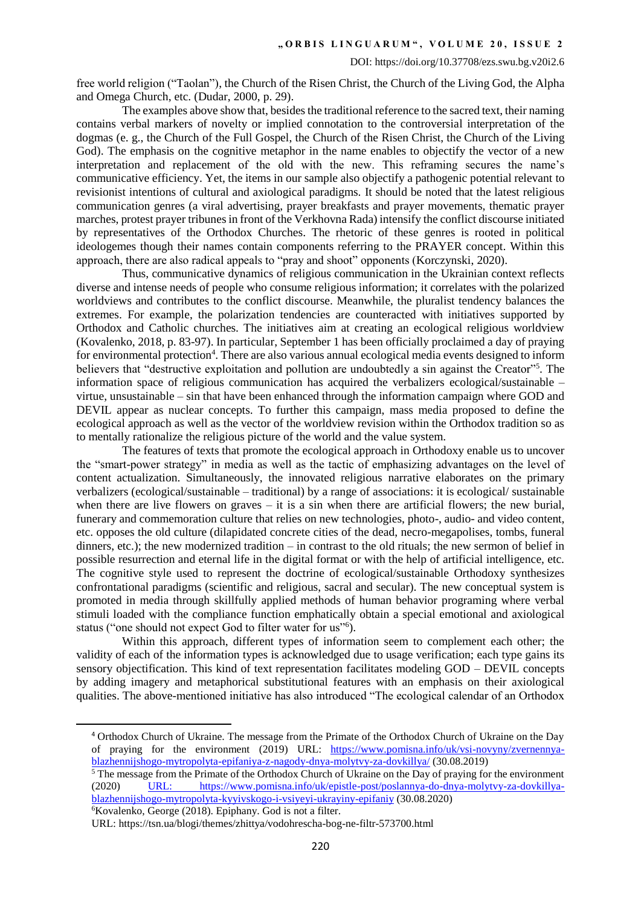free world religion ("Taolan"), the Church of the Risen Christ, the Church of the Living God, the Alpha and Omega Church, etc. (Dudar, 2000, p. 29).

The examples above show that, besides the traditional reference to the sacred text, their naming contains verbal markers of novelty or implied connotation to the controversial interpretation of the dogmas (e. g., the Church of the Full Gospel, the Church of the Risen Christ, the Church of the Living God). The emphasis on the cognitive metaphor in the name enables to objectify the vector of a new interpretation and replacement of the old with the new. This reframing secures the name's communicative efficiency. Yet, the items in our sample also objectify a pathogenic potential relevant to revisionist intentions of cultural and axiological paradigms. It should be noted that the latest religious communication genres (a viral advertising, prayer breakfasts and prayer movements, thematic prayer marches, protest prayer tribunes in front of the Verkhovna Rada) intensify the conflict discourse initiated by representatives of the Orthodox Churches. The rhetoric of these genres is rooted in political ideologemes though their names contain components referring to the PRAYER concept. Within this approach, there are also radical appeals to "pray and shoot" opponents (Korczynski, 2020).

Thus, communicative dynamics of religious communication in the Ukrainian context reflects diverse and intense needs of people who consume religious information; it correlates with the polarized worldviews and contributes to the conflict discourse. Meanwhile, the pluralist tendency balances the extremes. For example, the polarization tendencies are counteracted with initiatives supported by Orthodox and Catholic churches. The initiatives aim at creating an ecological religious worldview (Kovalenko, 2018, p. 83-97). In particular, September 1 has been officially proclaimed a day of praying for environmental protection[4]. There are also various annual ecological media events designed to inform believers that "destructive exploitation and pollution are undoubtedly a sin against the Creator"[5]. The information space of religious communication has acquired the verbalizers ecological/sustainable – virtue, unsustainable – sin that have been enhanced through the information campaign where GOD and DEVIL appear as nuclear concepts. To further this campaign, mass media proposed to define the ecological approach as well as the vector of the worldview revision within the Orthodox tradition so as to mentally rationalize the religious picture of the world and the value system.

The features of texts that promote the ecological approach in Orthodoxy enable us to uncover the "smart-power strategy" in media as well as the tactic of emphasizing advantages on the level of content actualization. Simultaneously, the innovated religious narrative elaborates on the primary verbalizers (ecological/sustainable – traditional) by a range of associations: it is ecological/ sustainable when there are live flowers on graves – it is a sin when there are artificial flowers; the new burial, funerary and commemoration culture that relies on new technologies, photo-, audio- and video content, etc. opposes the old culture (dilapidated concrete cities of the dead, necro-megapolises, tombs, funeral dinners, etc.); the new modernized tradition – in contrast to the old rituals; the new sermon of belief in possible resurrection and eternal life in the digital format or with the help of artificial intelligence, etc. The cognitive style used to represent the doctrine of ecological/sustainable Orthodoxy synthesizes confrontational paradigms (scientific and religious, sacral and secular). The new conceptual system is promoted in media through skillfully applied methods of human behavior programing where verbal stimuli loaded with the compliance function emphatically obtain a special emotional and axiological status ("one should not expect God to filter water for us"[6]).

Within this approach, different types of information seem to complement each other; the validity of each of the information types is acknowledged due to usage verification; each type gains its sensory objectification. This kind of text representation facilitates modeling GOD – DEVIL concepts by adding imagery and metaphorical substitutional features with an emphasis on their axiological qualities. The above-mentioned initiative has also introduced "The ecological calendar of an Orthodox

---

[4] Orthodox Church of Ukraine. The message from the Primate of the Orthodox Church of Ukraine on the Day of praying for the environment (2019) URL: https://www.pomisna.info/uk/vsi-novyny/zvernennya-blazhennijshogo-mytropolyta-epifaniya-z-nagody-dnya-molytvy-za-dovkillya/ (30.08.2019)

[5] The message from the Primate of the Orthodox Church of Ukraine on the Day of praying for the environment (2020) URL: https://www.pomisna.info/uk/epistle-post/poslannya-do-dnya-molytvy-za-dovkillya-blazhennijshogo-mytropolyta-kyyivskogo-i-vsiyeyi-ukrayiny-epifaniy (30.08.2020)

[6] Kovalenko, George (2018). Epiphany. God is not a filter. URL: https://tsn.ua/blogi/themes/zhittya/vodohrescha-bog-ne-filtr-573700.html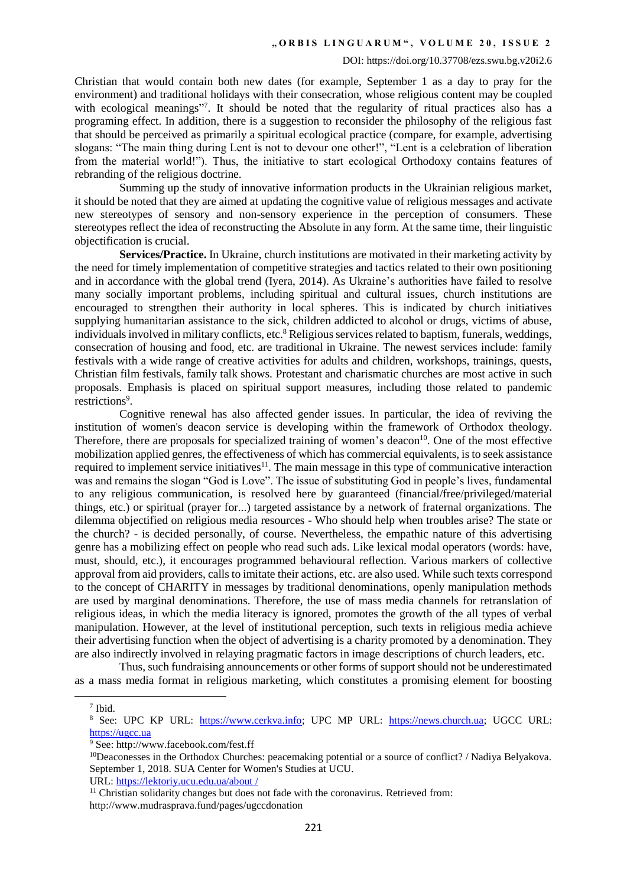Christian that would contain both new dates (for example, September 1 as a day to pray for the environment) and traditional holidays with their consecration, whose religious content may be coupled with ecological meanings"[7]. It should be noted that the regularity of ritual practices also has a programing effect. In addition, there is a suggestion to reconsider the philosophy of the religious fast that should be perceived as primarily a spiritual ecological practice (compare, for example, advertising slogans: "The main thing during Lent is not to devour one other!", "Lent is a celebration of liberation from the material world!"). Thus, the initiative to start ecological Orthodoxy contains features of rebranding of the religious doctrine.

Summing up the study of innovative information products in the Ukrainian religious market, it should be noted that they are aimed at updating the cognitive value of religious messages and activate new stereotypes of sensory and non-sensory experience in the perception of consumers. These stereotypes reflect the idea of reconstructing the Absolute in any form. At the same time, their linguistic objectification is crucial.

**Services/Practice.** In Ukraine, church institutions are motivated in their marketing activity by the need for timely implementation of competitive strategies and tactics related to their own positioning and in accordance with the global trend (Iyera, 2014). As Ukraine's authorities have failed to resolve many socially important problems, including spiritual and cultural issues, church institutions are encouraged to strengthen their authority in local spheres. This is indicated by church initiatives supplying humanitarian assistance to the sick, children addicted to alcohol or drugs, victims of abuse, individuals involved in military conflicts, etc.[8] Religious services related to baptism, funerals, weddings, consecration of housing and food, etc. are traditional in Ukraine. The newest services include: family festivals with a wide range of creative activities for adults and children, workshops, trainings, quests, Christian film festivals, family talk shows. Protestant and charismatic churches are most active in such proposals. Emphasis is placed on spiritual support measures, including those related to pandemic restrictions[9].

Cognitive renewal has also affected gender issues. In particular, the idea of reviving the institution of women's deacon service is developing within the framework of Orthodox theology. Therefore, there are proposals for specialized training of women's deacon[10]. One of the most effective mobilization applied genres, the effectiveness of which has commercial equivalents, is to seek assistance required to implement service initiatives[11]. The main message in this type of communicative interaction was and remains the slogan "God is Love". The issue of substituting God in people's lives, fundamental to any religious communication, is resolved here by guaranteed (financial/free/privileged/material things, etc.) or spiritual (prayer for...) targeted assistance by a network of fraternal organizations. The dilemma objectified on religious media resources - Who should help when troubles arise? The state or the church? - is decided personally, of course. Nevertheless, the empathic nature of this advertising genre has a mobilizing effect on people who read such ads. Like lexical modal operators (words: have, must, should, etc.), it encourages programmed behavioural reflection. Various markers of collective approval from aid providers, calls to imitate their actions, etc. are also used. While such texts correspond to the concept of CHARITY in messages by traditional denominations, openly manipulation methods are used by marginal denominations. Therefore, the use of mass media channels for retranslation of religious ideas, in which the media literacy is ignored, promotes the growth of the all types of verbal manipulation. However, at the level of institutional perception, such texts in religious media achieve their advertising function when the object of advertising is a charity promoted by a denomination. They are also indirectly involved in relaying pragmatic factors in image descriptions of church leaders, etc.

Thus, such fundraising announcements or other forms of support should not be underestimated as a mass media format in religious marketing, which constitutes a promising element for boosting

---

[7] Ibid.

[8] See: UPC KP URL: https://www.cerkva.info; UPC MP URL: https://news.church.ua; UGCC URL: https://ugcc.ua

[9] See: http://www.facebook.com/fest.ff

[10] Deaconesses in the Orthodox Churches: peacemaking potential or a source of conflict? / Nadiya Belyakova. September 1, 2018. SUA Center for Women's Studies at UCU. URL: https://lektoriy.ucu.edu.ua/about /

[11] Christian solidarity changes but does not fade with the coronavirus. Retrieved from: http://www.mudrasprava.fund/pages/ugccdonation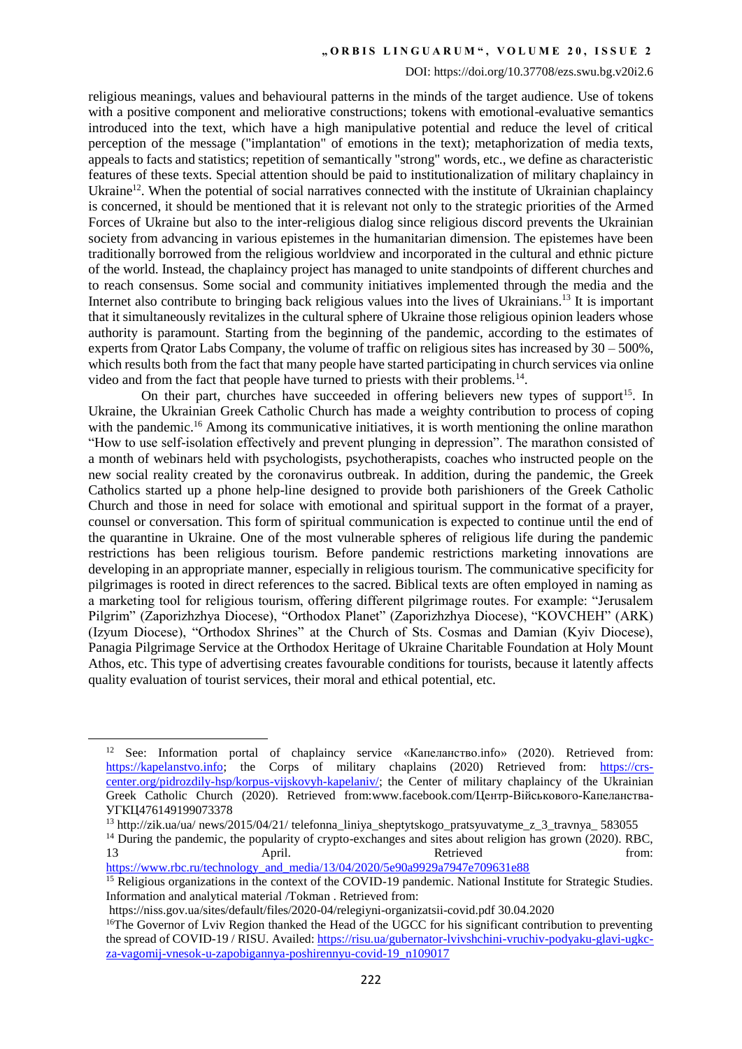religious meanings, values and behavioural patterns in the minds of the target audience. Use of tokens with a positive component and meliorative constructions; tokens with emotional-evaluative semantics introduced into the text, which have a high manipulative potential and reduce the level of critical perception of the message ("implantation" of emotions in the text); metaphorization of media texts, appeals to facts and statistics; repetition of semantically "strong" words, etc., we define as characteristic features of these texts. Special attention should be paid to institutionalization of military chaplaincy in Ukraine[12]. When the potential of social narratives connected with the institute of Ukrainian chaplaincy is concerned, it should be mentioned that it is relevant not only to the strategic priorities of the Armed Forces of Ukraine but also to the inter-religious dialog since religious discord prevents the Ukrainian society from advancing in various epistemes in the humanitarian dimension. The epistemes have been traditionally borrowed from the religious worldview and incorporated in the cultural and ethnic picture of the world. Instead, the chaplaincy project has managed to unite standpoints of different churches and to reach consensus. Some social and community initiatives implemented through the media and the Internet also contribute to bringing back religious values into the lives of Ukrainians.[13] It is important that it simultaneously revitalizes in the cultural sphere of Ukraine those religious opinion leaders whose authority is paramount. Starting from the beginning of the pandemic, according to the estimates of experts from Qrator Labs Company, the volume of traffic on religious sites has increased by 30 – 500%, which results both from the fact that many people have started participating in church services via online video and from the fact that people have turned to priests with their problems.[14].

On their part, churches have succeeded in offering believers new types of support[15]. In Ukraine, the Ukrainian Greek Catholic Church has made a weighty contribution to process of coping with the pandemic.[16] Among its communicative initiatives, it is worth mentioning the online marathon "How to use self-isolation effectively and prevent plunging in depression". The marathon consisted of a month of webinars held with psychologists, psychotherapists, coaches who instructed people on the new social reality created by the coronavirus outbreak. In addition, during the pandemic, the Greek Catholics started up a phone help-line designed to provide both parishioners of the Greek Catholic Church and those in need for solace with emotional and spiritual support in the format of a prayer, counsel or conversation. This form of spiritual communication is expected to continue until the end of the quarantine in Ukraine. One of the most vulnerable spheres of religious life during the pandemic restrictions has been religious tourism. Before pandemic restrictions marketing innovations are developing in an appropriate manner, especially in religious tourism. The communicative specificity for pilgrimages is rooted in direct references to the sacred. Biblical texts are often employed in naming as a marketing tool for religious tourism, offering different pilgrimage routes. For example: "Jerusalem Pilgrim" (Zaporizhzhya Diocese), "Orthodox Planet" (Zaporizhzhya Diocese), "KOVCHEH" (ARK) (Izyum Diocese), "Orthodox Shrines" at the Church of Sts. Cosmas and Damian (Kyiv Diocese), Panagia Pilgrimage Service at the Orthodox Heritage of Ukraine Charitable Foundation at Holy Mount Athos, etc. This type of advertising creates favourable conditions for tourists, because it latently affects quality evaluation of tourist services, their moral and ethical potential, etc.

---

[12] See: Information portal of chaplaincy service «Капеланство.info» (2020). Retrieved from: https://kapelanstvo.info; the Corps of military chaplains (2020) Retrieved from: https://crs-center.org/pidrozdily-hsp/korpus-vijskovyh-kapelaniv/; the Center of military chaplaincy of the Ukrainian Greek Catholic Church (2020). Retrieved from:www.facebook.com/Центр-Військового-Капеланства-УГКЦ476149199073378

[13] http://zik.ua/ua/ news/2015/04/21/ telefonna_liniya_sheptytskogo_pratsyuvatyme_z_3_travnya_ 583055

[14] During the pandemic, the popularity of crypto-exchanges and sites about religion has grown (2020). RBC, 13 April. Retrieved from: https://www.rbc.ru/technology_and_media/13/04/2020/5e90a9929a7947e709631e88

[15] Religious organizations in the context of the COVID-19 pandemic. National Institute for Strategic Studies. Information and analytical material /Tokman . Retrieved from: https://niss.gov.ua/sites/default/files/2020-04/relegiyni-organizatsii-covid.pdf 30.04.2020

[16] The Governor of Lviv Region thanked the Head of the UGCC for his significant contribution to preventing the spread of COVID-19 / RISU. Availed: https://risu.ua/gubernator-lvivshchini-vruchiv-podyaku-glavi-ugkc-za-vagomij-vnesok-u-zapobigannya-poshirennyu-covid-19_n109017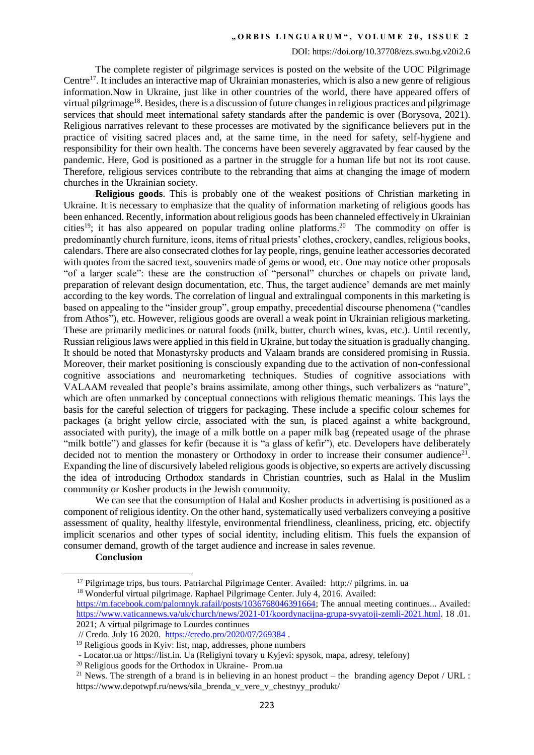The complete register of pilgrimage services is posted on the website of the UOC Pilgrimage Centre[17]. It includes an interactive map of Ukrainian monasteries, which is also a new genre of religious information.Now in Ukraine, just like in other countries of the world, there have appeared offers of virtual pilgrimage[18]. Besides, there is a discussion of future changes in religious practices and pilgrimage services that should meet international safety standards after the pandemic is over (Borysova, 2021). Religious narratives relevant to these processes are motivated by the significance believers put in the practice of visiting sacred places and, at the same time, in the need for safety, self-hygiene and responsibility for their own health. The concerns have been severely aggravated by fear caused by the pandemic. Here, God is positioned as a partner in the struggle for a human life but not its root cause. Therefore, religious services contribute to the rebranding that aims at changing the image of modern churches in the Ukrainian society.

**Religious goods**. This is probably one of the weakest positions of Christian marketing in Ukraine. It is necessary to emphasize that the quality of information marketing of religious goods has been enhanced. Recently, information about religious goods has been channeled effectively in Ukrainian cities[19]; it has also appeared on popular trading online platforms.[20] The commodity on offer is predominantly church furniture, icons, items of ritual priests' clothes, crockery, candles, religious books, calendars. There are also consecrated clothes for lay people, rings, genuine leather accessories decorated with quotes from the sacred text, souvenirs made of gems or wood, etc. One may notice other proposals "of a larger scale": these are the construction of "personal" churches or chapels on private land, preparation of relevant design documentation, etc. Thus, the target audience' demands are met mainly according to the key words. The correlation of lingual and extralingual components in this marketing is based on appealing to the "insider group", group empathy, precedential discourse phenomena ("candles from Athos"), etc. However, religious goods are overall a weak point in Ukrainian religious marketing. These are primarily medicines or natural foods (milk, butter, church wines, kvas, etc.). Until recently, Russian religious laws were applied in this field in Ukraine, but today the situation is gradually changing. It should be noted that Monastyrsky products and Valaam brands are considered promising in Russia. Moreover, their market positioning is consciously expanding due to the activation of non-confessional cognitive associations and neuromarketing techniques. Studies of cognitive associations with VALAAM revealed that people's brains assimilate, among other things, such verbalizers as "nature", which are often unmarked by conceptual connections with religious thematic meanings. This lays the basis for the careful selection of triggers for packaging. These include a specific colour schemes for packages (a bright yellow circle, associated with the sun, is placed against a white background, associated with purity), the image of a milk bottle on a paper milk bag (repeated usage of the phrase "milk bottle") and glasses for kefir (because it is "a glass of kefir"), etc. Developers have deliberately decided not to mention the monastery or Orthodoxy in order to increase their consumer audience[21]. Expanding the line of discursively labeled religious goods is objective, so experts are actively discussing the idea of introducing Orthodox standards in Christian countries, such as Halal in the Muslim community or Kosher products in the Jewish community.

We can see that the consumption of Halal and Kosher products in advertising is positioned as a component of religious identity. On the other hand, systematically used verbalizers conveying a positive assessment of quality, healthy lifestyle, environmental friendliness, cleanliness, pricing, etc. objectify implicit scenarios and other types of social identity, including elitism. This fuels the expansion of consumer demand, growth of the target audience and increase in sales revenue.

**Conclusion**

---

[17] Pilgrimage trips, bus tours. Patriarchal Pilgrimage Center. Availed: http:// pilgrims. in. ua

[18] Wonderful virtual pilgrimage. Raphael Pilgrimage Center. July 4, 2016. Availed: https://m.facebook.com/palomnyk.rafail/posts/1036768046391664; The annual meeting continues... Availed: https://www.vaticannews.va/uk/church/news/2021-01/koordynacijna-grupa-svyatoji-zemli-2021.html. 18 .01. 2021; A virtual pilgrimage to Lourdes continues // Credo. July 16 2020. https://credo.pro/2020/07/269384 .

[19] Religious goods in Kyiv: list, map, addresses, phone numbers - Locator.ua or https://list.in. Ua (Religiyni tovary u Kyjevi: spysok, mapa, adresy, telefony)

[20] Religious goods for the Orthodox in Ukraine- Prom.ua

[21] News. The strength of a brand is in believing in an honest product – the branding agency Depot / URL : https://www.depotwpf.ru/news/sila_brenda_v_vere_v_chestnyy_produkt/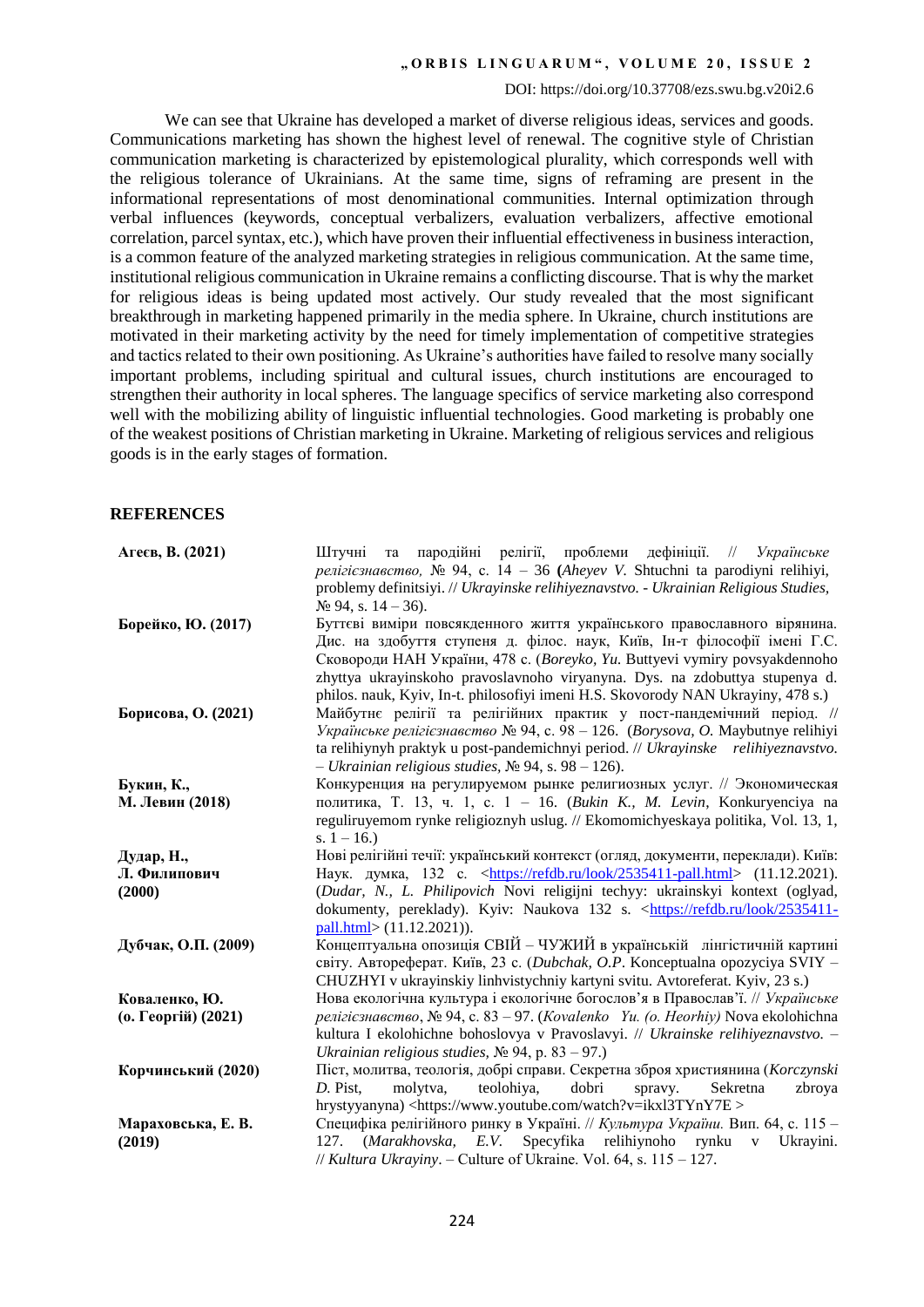We can see that Ukraine has developed a market of diverse religious ideas, services and goods. Communications marketing has shown the highest level of renewal. The cognitive style of Christian communication marketing is characterized by epistemological plurality, which corresponds well with the religious tolerance of Ukrainians. At the same time, signs of reframing are present in the informational representations of most denominational communities. Internal optimization through verbal influences (keywords, conceptual verbalizers, evaluation verbalizers, affective emotional correlation, parcel syntax, etc.), which have proven their influential effectiveness in business interaction, is a common feature of the analyzed marketing strategies in religious communication. At the same time, institutional religious communication in Ukraine remains a conflicting discourse. That is why the market for religious ideas is being updated most actively. Our study revealed that the most significant breakthrough in marketing happened primarily in the media sphere. In Ukraine, church institutions are motivated in their marketing activity by the need for timely implementation of competitive strategies and tactics related to their own positioning. As Ukraine's authorities have failed to resolve many socially important problems, including spiritual and cultural issues, church institutions are encouraged to strengthen their authority in local spheres. The language specifics of service marketing also correspond well with the mobilizing ability of linguistic influential technologies. Good marketing is probably one of the weakest positions of Christian marketing in Ukraine. Marketing of religious services and religious goods is in the early stages of formation.

## REFERENCES

| | |
|---|---|
| **Агеєв, В. (2021)** | Штучні та пародійні релігії, проблеми дефініції. // *Українське релігієзнавство,* № 94, с. 14 – 36 **(***Aheyev V.* Shtuchni ta parodiyni relihiyi, problemy definitsiyi. // *Ukrayinske relihiyeznavstvo. - Ukrainian Religious Studies,* № 94, s. 14 – 36). |
| **Борейко, Ю. (2017)** | Буттєві виміри повсякденного життя українського православного вірянина. Дис. на здобуття ступеня д. філос. наук, Київ, Ін-т філософії імені Г.С. Сковороди НАН України, 478 с. (*Boreyko, Yu.* Buttyevi vymiry povsyakdennoho zhyttya ukrayinskoho pravoslavnoho viryanyna. Dys. na zdobuttya stupenya d. philos. nauk, Kyiv, In-t. philosofiyi imeni H.S. Skovorody NAN Ukrayiny, 478 s.) |
| **Борисова, О. (2021)** | Майбутнє релігії та релігійних практик у пост-пандемічний період. // *Українське релігієзнавство* № 94, с. 98 – 126. (*Borysova, O.* Maybutnye relihiyi ta relihiynyh praktyk u post-pandemichnyi period. // *Ukrayinske relihiyeznavstvo. – Ukrainian religious studies,* № 94, s. 98 – 126). |
| **Букин, К., М. Левин (2018)** | Конкуренция на регулируемом рынке религиозных услуг. // Экономическая политика, Т. 13, ч. 1, с. 1 – 16. (*Bukin K., M. Levin,* Konkuryenciya na reguliruyemom rynke religioznyh uslug. // Ekomomichyeskaya politika, Vol. 13, 1, s. 1 – 16.) |
| **Дудар, Н., Л. Филипович (2000)** | Нові релігійні течії: український контекст (огляд, документи, переклади). Київ: Наук. думка, 132 с. <https://refdb.ru/look/2535411-pall.html> (11.12.2021). (*Dudar, N., L. Philipovich* Novi religijni techyy: ukrainskyi kontext (oglyad, dokumenty, pereklady). Kyiv: Naukova 132 s. <https://refdb.ru/look/2535411-pall.html> (11.12.2021)). |
| **Дубчак, О.П. (2009)** | Концептуальна опозиція СВІЙ – ЧУЖИЙ в українській лінгістичній картині світу. Автореферат. Київ, 23 с. (*Dubchak, O.P.* Konceptualna opozyciya SVIY – CHUZHYI v ukrayinskiy linhvistychniy kartyni svitu. Avtoreferat. Kyiv, 23 s.) |
| **Коваленко, Ю. (о. Георгій) (2021)** | Нова екологічна культура і екологічне богослов'я в Православ'ї. // *Українське релігієзнавство*, № 94, с. 83 – 97. (*Kovalenko Yu. (o. Heorhiy)* Nova ekolohichna kultura I ekolohichne bohoslovya v Pravoslavyi. // *Ukrainske relihiyeznavstvo. – Ukrainian religious studies,* № 94, p. 83 – 97.) |
| **Корчинський (2020)** | Піст, молитва, теологія, добрі справи. Секретна зброя християнина (*Korczynski D.* Pist, molytva, teolohiya, dobri spravy. Sekretna zbroya hrystyyanyna) <https://www.youtube.com/watch?v=ikxl3TYnY7E > |
| **Мараховська, Е. В. (2019)** | Специфіка релігійного ринку в Україні. // *Культура України.* Вип. 64, с. 115 – 127. (*Marakhovska, E.V.* Specyfika relihiynoho rynku v Ukrayini. // *Kultura Ukrayiny*. – Culture of Ukraine. Vol. 64, s. 115 – 127. |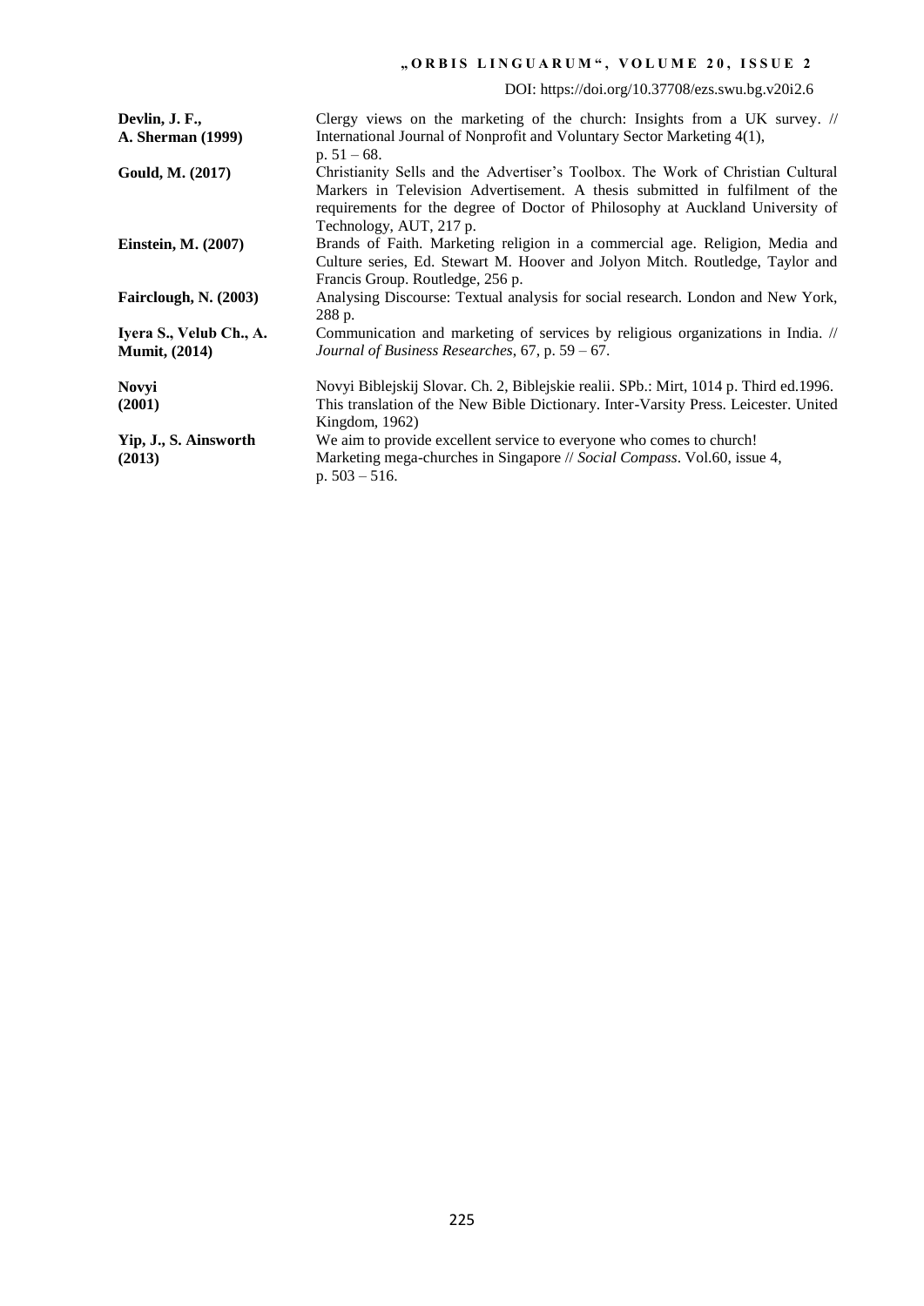| | |
|---|---|
| **Devlin, J. F., A. Sherman (1999)** | Clergy views on the marketing of the church: Insights from a UK survey. // International Journal of Nonprofit and Voluntary Sector Marketing 4(1), p. 51 – 68. |
| **Gould, M. (2017)** | Christianity Sells and the Advertiser's Toolbox. The Work of Christian Cultural Markers in Television Advertisement. A thesis submitted in fulfilment of the requirements for the degree of Doctor of Philosophy at Auckland University of Technology, AUT, 217 p. |
| **Einstein, M. (2007)** | Brands of Faith. Marketing religion in a commercial age. Religion, Media and Culture series, Ed. Stewart M. Hoover and Jolyon Mitch. Routledge, Taylor and Francis Group. Routledge, 256 p. |
| **Fairclough, N. (2003)** | Analysing Discourse: Textual analysis for social research. London and New York, 288 p. |
| **Iyera S., Velub Ch., A. Mumit, (2014)** | Communication and marketing of services by religious organizations in India. // *Journal of Business Researches*, 67, p. 59 – 67. |
| **Novyi (2001)** | Novyi Biblejskij Slovar. Ch. 2, Biblejskie realii. SPb.: Mirt, 1014 p. Third ed.1996. This translation of the New Bible Dictionary. Inter-Varsity Press. Leicester. United Kingdom, 1962) |
| **Yip, J., S. Ainsworth (2013)** | We aim to provide excellent service to everyone who comes to church! Marketing mega-churches in Singapore // *Social Compass*. Vol.60, issue 4, p. 503 – 516. |